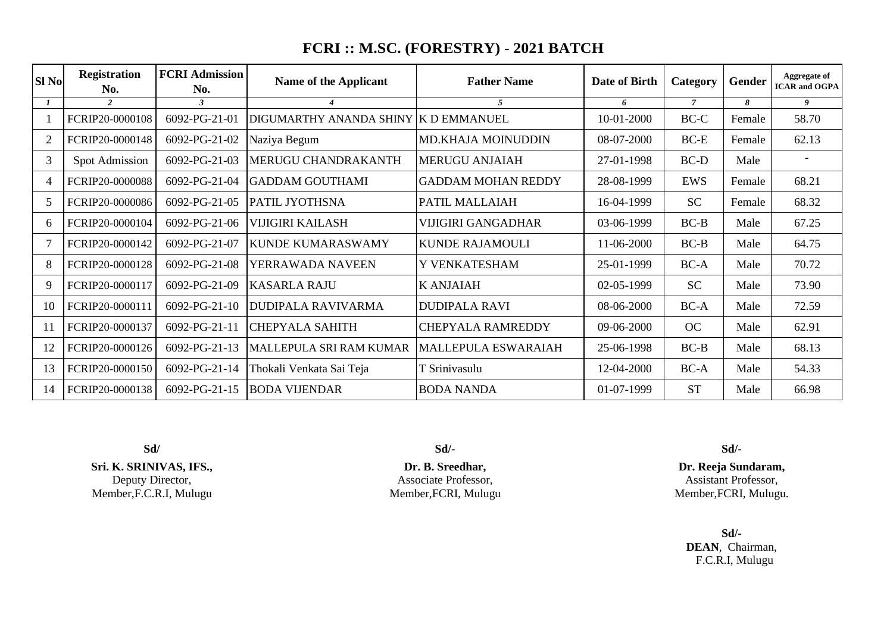# FCRI :: M.SC. (FORESTRY) - 2021 BATCH

| Sl No | Registration No. | FCRI Admission No. | Name of the Applicant | Father Name | Date of Birth | Category | Gender | Aggregate of ICAR and OGPA |
|---|---|---|---|---|---|---|---|---|
| *1* | *2* | *3* | *4* | *5* | *6* | *7* | *8* | *9* |
| 1 | FCRIP20-0000108 | 6092-PG-21-01 | DIGUMARTHY ANANDA SHINY | K D EMMANUEL | 10-01-2000 | BC-C | Female | 58.70 |
| 2 | FCRIP20-0000148 | 6092-PG-21-02 | Naziya Begum | MD.KHAJA MOINUDDIN | 08-07-2000 | BC-E | Female | 62.13 |
| 3 | Spot Admission | 6092-PG-21-03 | MERUGU CHANDRAKANTH | MERUGU ANJAIAH | 27-01-1998 | BC-D | Male | - |
| 4 | FCRIP20-0000088 | 6092-PG-21-04 | GADDAM GOUTHAMI | GADDAM MOHAN REDDY | 28-08-1999 | EWS | Female | 68.21 |
| 5 | FCRIP20-0000086 | 6092-PG-21-05 | PATIL JYOTHSNA | PATIL MALLAIAH | 16-04-1999 | SC | Female | 68.32 |
| 6 | FCRIP20-0000104 | 6092-PG-21-06 | VIJIGIRI KAILASH | VIJIGIRI GANGADHAR | 03-06-1999 | BC-B | Male | 67.25 |
| 7 | FCRIP20-0000142 | 6092-PG-21-07 | KUNDE KUMARASWAMY | KUNDE RAJAMOULI | 11-06-2000 | BC-B | Male | 64.75 |
| 8 | FCRIP20-0000128 | 6092-PG-21-08 | YERRAWADA NAVEEN | Y VENKATESHAM | 25-01-1999 | BC-A | Male | 70.72 |
| 9 | FCRIP20-0000117 | 6092-PG-21-09 | KASARLA RAJU | K ANJAIAH | 02-05-1999 | SC | Male | 73.90 |
| 10 | FCRIP20-0000111 | 6092-PG-21-10 | DUDIPALA RAVIVARMA | DUDIPALA RAVI | 08-06-2000 | BC-A | Male | 72.59 |
| 11 | FCRIP20-0000137 | 6092-PG-21-11 | CHEPYALA SAHITH | CHEPYALA RAMREDDY | 09-06-2000 | OC | Male | 62.91 |
| 12 | FCRIP20-0000126 | 6092-PG-21-13 | MALLEPULA SRI RAM KUMAR | MALLEPULA ESWARAIAH | 25-06-1998 | BC-B | Male | 68.13 |
| 13 | FCRIP20-0000150 | 6092-PG-21-14 | Thokali Venkata Sai Teja | T Srinivasulu | 12-04-2000 | BC-A | Male | 54.33 |
| 14 | FCRIP20-0000138 | 6092-PG-21-15 | BODA VIJENDAR | BODA NANDA | 01-07-1999 | ST | Male | 66.98 |

**Sd/**
**Sri. K. SRINIVAS, IFS.,**
Deputy Director,
Member,F.C.R.I, Mulugu

**Sd/-**
**Dr. B. Sreedhar,**
Associate Professor,
Member,FCRI, Mulugu

**Sd/-**
**Dr. Reeja Sundaram,**
Assistant Professor,
Member,FCRI, Mulugu.

**Sd/-**
**DEAN**, Chairman,
F.C.R.I, Mulugu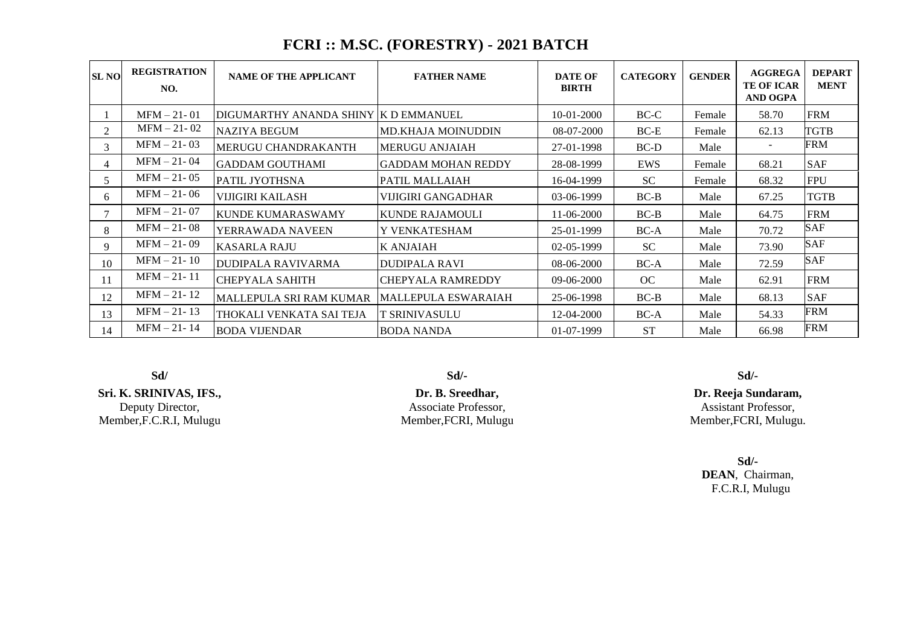# FCRI :: M.SC. (FORESTRY) - 2021 BATCH

| SL NO | REGISTRATION NO. | NAME OF THE APPLICANT | FATHER NAME | DATE OF BIRTH | CATEGORY | GENDER | AGGREGATE OF ICAR AND OGPA | DEPARTMENT |
|---|---|---|---|---|---|---|---|---|
| 1 | MFM – 21- 01 | DIGUMARTHY ANANDA SHINY | K D EMMANUEL | 10-01-2000 | BC-C | Female | 58.70 | FRM |
| 2 | MFM – 21- 02 | NAZIYA BEGUM | MD.KHAJA MOINUDDIN | 08-07-2000 | BC-E | Female | 62.13 | TGTB |
| 3 | MFM – 21- 03 | MERUGU CHANDRAKANTH | MERUGU ANJAIAH | 27-01-1998 | BC-D | Male | - | FRM |
| 4 | MFM – 21- 04 | GADDAM GOUTHAMI | GADDAM MOHAN REDDY | 28-08-1999 | EWS | Female | 68.21 | SAF |
| 5 | MFM – 21- 05 | PATIL JYOTHSNA | PATIL MALLAIAH | 16-04-1999 | SC | Female | 68.32 | FPU |
| 6 | MFM – 21- 06 | VIJIGIRI KAILASH | VIJIGIRI GANGADHAR | 03-06-1999 | BC-B | Male | 67.25 | TGTB |
| 7 | MFM – 21- 07 | KUNDE KUMARASWAMY | KUNDE RAJAMOULI | 11-06-2000 | BC-B | Male | 64.75 | FRM |
| 8 | MFM – 21- 08 | YERRAWADA NAVEEN | Y VENKATESHAM | 25-01-1999 | BC-A | Male | 70.72 | SAF |
| 9 | MFM – 21- 09 | KASARLA RAJU | K ANJAIAH | 02-05-1999 | SC | Male | 73.90 | SAF |
| 10 | MFM – 21- 10 | DUDIPALA RAVIVARMA | DUDIPALA RAVI | 08-06-2000 | BC-A | Male | 72.59 | SAF |
| 11 | MFM – 21- 11 | CHEPYALA SAHITH | CHEPYALA RAMREDDY | 09-06-2000 | OC | Male | 62.91 | FRM |
| 12 | MFM – 21- 12 | MALLEPULA SRI RAM KUMAR | MALLEPULA ESWARAIAH | 25-06-1998 | BC-B | Male | 68.13 | SAF |
| 13 | MFM – 21- 13 | THOKALI VENKATA SAI TEJA | T SRINIVASULU | 12-04-2000 | BC-A | Male | 54.33 | FRM |
| 14 | MFM – 21- 14 | BODA VIJENDAR | BODA NANDA | 01-07-1999 | ST | Male | 66.98 | FRM |

**Sd/**
**Sri. K. SRINIVAS, IFS.,**
Deputy Director,
Member,F.C.R.I, Mulugu

**Sd/-**
**Dr. B. Sreedhar,**
Associate Professor,
Member,FCRI, Mulugu

**Sd/-**
**Dr. Reeja Sundaram,**
Assistant Professor,
Member,FCRI, Mulugu.

**Sd/-**
**DEAN**, Chairman,
F.C.R.I, Mulugu